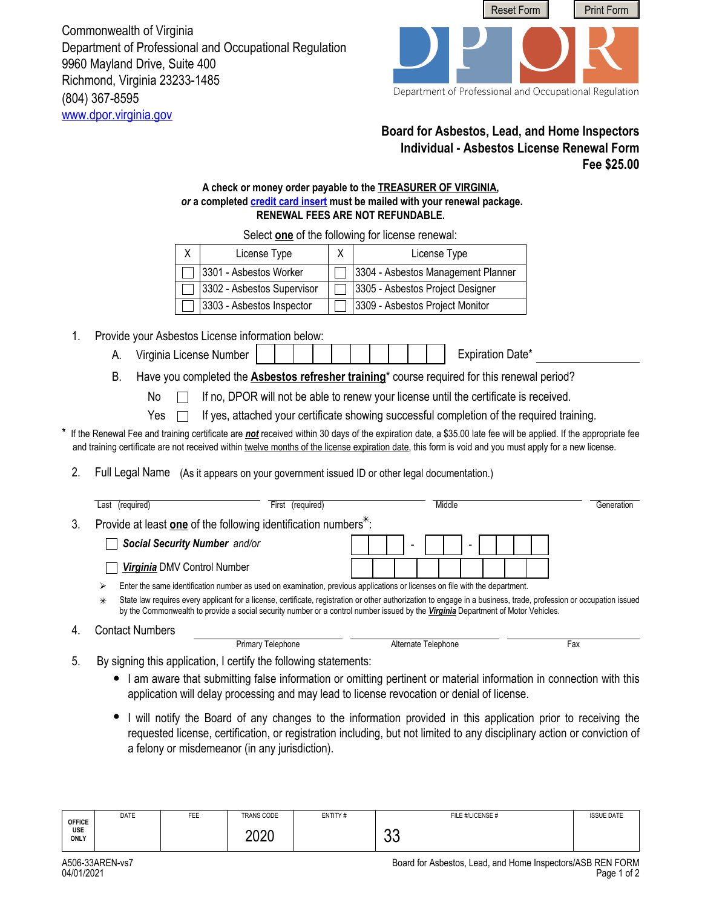Reset Form Print Form

Commonwealth of Virginia
Department of Professional and Occupational Regulation
9960 Mayland Drive, Suite 400
Richmond, Virginia 23233-1485
(804) 367-8595
www.dpor.virginia.gov

DPOR
Department of Professional and Occupational Regulation

## Board for Asbestos, Lead, and Home Inspectors
## Individual - Asbestos License Renewal Form
## Fee $25.00

**A check or money order payable to the TREASURER OF VIRGINIA,**
***or* a completed credit card insert must be mailed with your renewal package.**
**RENEWAL FEES ARE NOT REFUNDABLE.**

Select **one** of the following for license renewal:

| X | License Type | X | License Type |
|---|---|---|---|
| ☐ | 3301 - Asbestos Worker | ☐ | 3304 - Asbestos Management Planner |
| ☐ | 3302 - Asbestos Supervisor | ☐ | 3305 - Asbestos Project Designer |
| ☐ | 3303 - Asbestos Inspector | ☐ | 3309 - Asbestos Project Monitor |

1. Provide your Asbestos License information below:

   A. Virginia License Number ☐☐☐☐☐☐☐☐☐☐ Expiration Date* ______________

   B. Have you completed the **Asbestos refresher training*** course required for this renewal period?

   No ☐ If no, DPOR will not be able to renew your license until the certificate is received.

   Yes ☐ If yes, attached your certificate showing successful completion of the required training.

\* If the Renewal Fee and training certificate are ***not*** received within 30 days of the expiration date, a $35.00 late fee will be applied. If the appropriate fee and training certificate are not received within twelve months of the license expiration date, this form is void and you must apply for a new license.

2. Full Legal Name (As it appears on your government issued ID or other legal documentation.)

   ______________ Last (required) ______________ First (required) ______________ Middle ______________ Generation

3. Provide at least **one** of the following identification numbers✳:

   ☐ ***Social Security Number*** *and/or* ☐☐☐ - ☐☐ - ☐☐☐☐

   ☐ ***Virginia*** DMV Control Number ☐☐☐☐☐☐☐☐☐

   ➢ Enter the same identification number as used on examination, previous applications or licenses on file with the department.

   ✳ State law requires every applicant for a license, certificate, registration or other authorization to engage in a business, trade, profession or occupation issued by the Commonwealth to provide a social security number or a control number issued by the ***Virginia*** Department of Motor Vehicles.

4. Contact Numbers ______________ Primary Telephone ______________ Alternate Telephone ______________ Fax

5. By signing this application, I certify the following statements:

   - I am aware that submitting false information or omitting pertinent or material information in connection with this application will delay processing and may lead to license revocation or denial of license.
   - I will notify the Board of any changes to the information provided in this application prior to receiving the requested license, certification, or registration including, but not limited to any disciplinary action or conviction of a felony or misdemeanor (in any jurisdiction).

| OFFICE USE ONLY | DATE | FEE | TRANS CODE | ENTITY # | FILE #/LICENSE # | ISSUE DATE |
|---|---|---|---|---|---|---|
| | | | 2020 | | 33 | |

A506-33AREN-vs7
04/01/2021

Board for Asbestos, Lead, and Home Inspectors/ASB REN FORM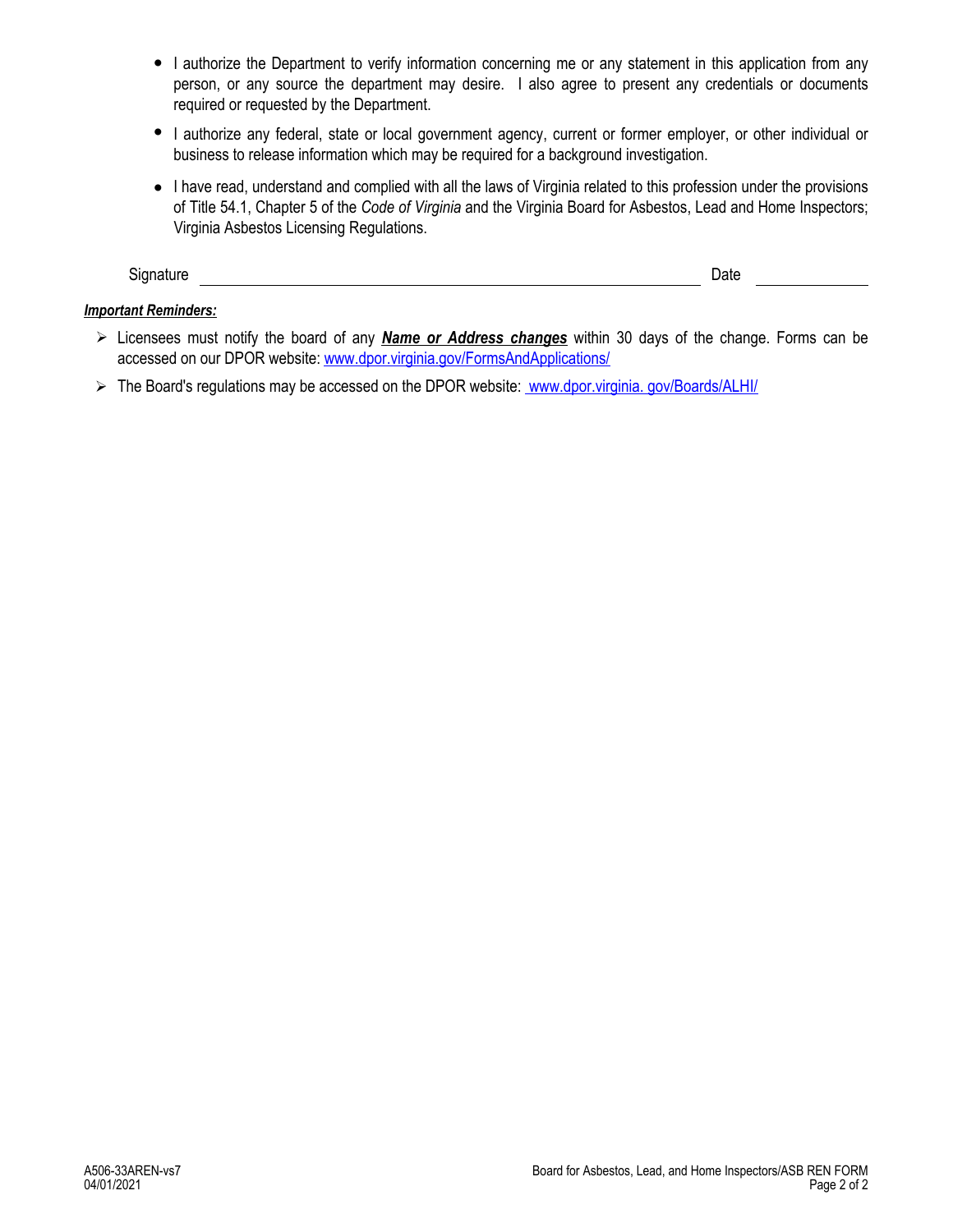- I authorize the Department to verify information concerning me or any statement in this application from any person, or any source the department may desire. I also agree to present any credentials or documents required or requested by the Department.
- I authorize any federal, state or local government agency, current or former employer, or other individual or business to release information which may be required for a background investigation.
- I have read, understand and complied with all the laws of Virginia related to this profession under the provisions of Title 54.1, Chapter 5 of the *Code of Virginia* and the Virginia Board for Asbestos, Lead and Home Inspectors; Virginia Asbestos Licensing Regulations.

Signature \_\_\_\_\_\_\_\_\_\_\_\_\_\_\_\_\_\_\_\_\_\_\_\_\_\_\_\_\_\_\_\_\_\_\_\_\_\_\_\_ Date \_\_\_\_\_\_\_\_\_\_

***Important Reminders:***

- Licensees must notify the board of any ***Name or Address changes*** within 30 days of the change. Forms can be accessed on our DPOR website: www.dpor.virginia.gov/FormsAndApplications/
- The Board's regulations may be accessed on the DPOR website: www.dpor.virginia. gov/Boards/ALHI/

A506-33AREN-vs7
04/01/2021

Board for Asbestos, Lead, and Home Inspectors/ASB REN FORM